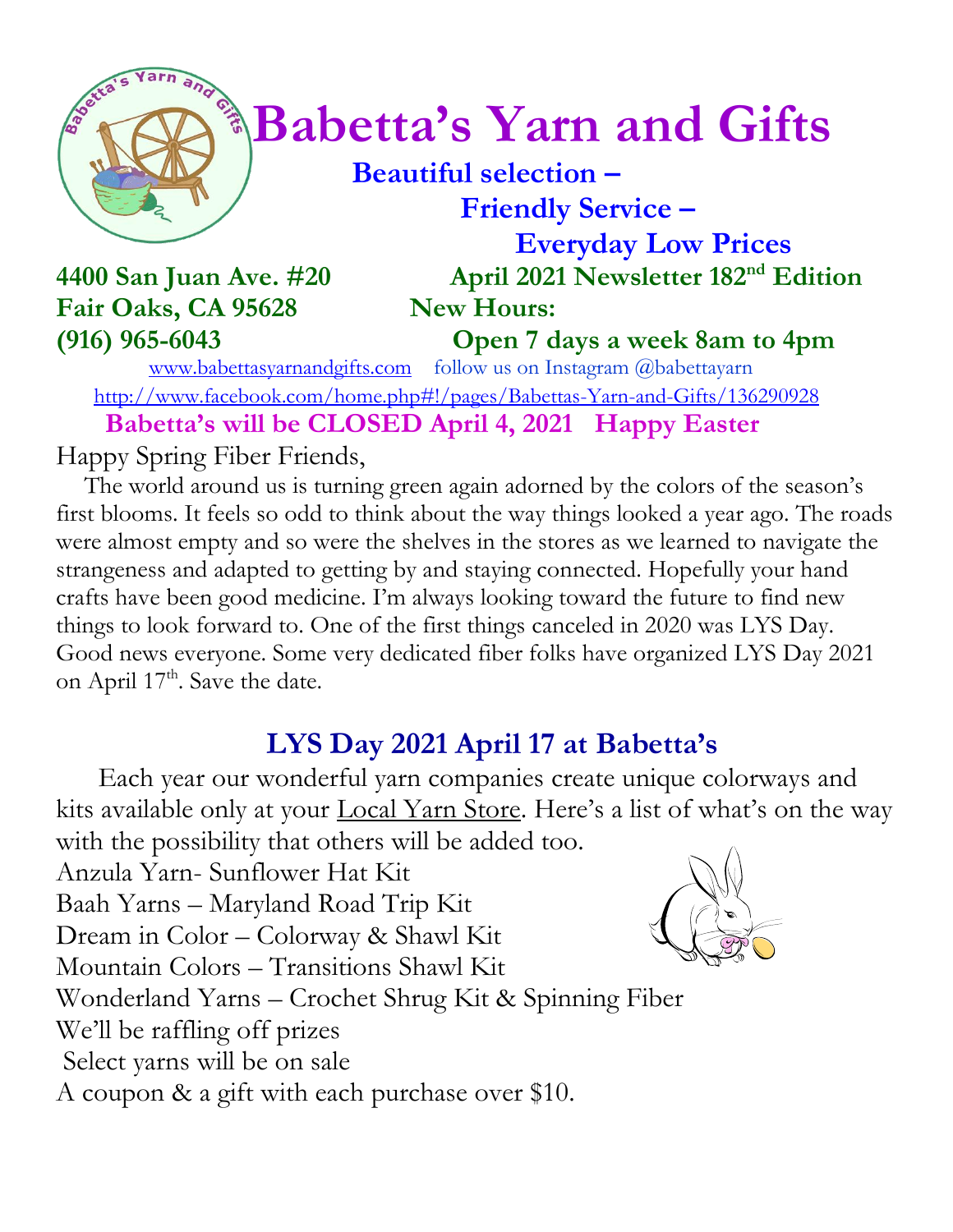# Babetta's Yarn and Gifts

**Beautiful selection –**
**Friendly Service –**
**Everyday Low Prices**

**4400 San Juan Ave. #20**
**Fair Oaks, CA 95628**
**(916) 965-6043**

**April 2021 Newsletter 182nd Edition**
**New Hours:**
**Open 7 days a week 8am to 4pm**

www.babettasyarnandgifts.com follow us on Instagram @babettayarn
http://www.facebook.com/home.php#!/pages/Babettas-Yarn-and-Gifts/136290928

**Babetta's will be CLOSED April 4, 2021 Happy Easter**

Happy Spring Fiber Friends,

The world around us is turning green again adorned by the colors of the season's first blooms. It feels so odd to think about the way things looked a year ago. The roads were almost empty and so were the shelves in the stores as we learned to navigate the strangeness and adapted to getting by and staying connected. Hopefully your hand crafts have been good medicine. I'm always looking toward the future to find new things to look forward to. One of the first things canceled in 2020 was LYS Day. Good news everyone. Some very dedicated fiber folks have organized LYS Day 2021 on April 17th. Save the date.

## LYS Day 2021 April 17 at Babetta's

Each year our wonderful yarn companies create unique colorways and kits available only at your Local Yarn Store. Here's a list of what's on the way with the possibility that others will be added too.

Anzula Yarn- Sunflower Hat Kit
Baah Yarns – Maryland Road Trip Kit
Dream in Color – Colorway & Shawl Kit
Mountain Colors – Transitions Shawl Kit
Wonderland Yarns – Crochet Shrug Kit & Spinning Fiber
We'll be raffling off prizes
Select yarns will be on sale
A coupon & a gift with each purchase over $10.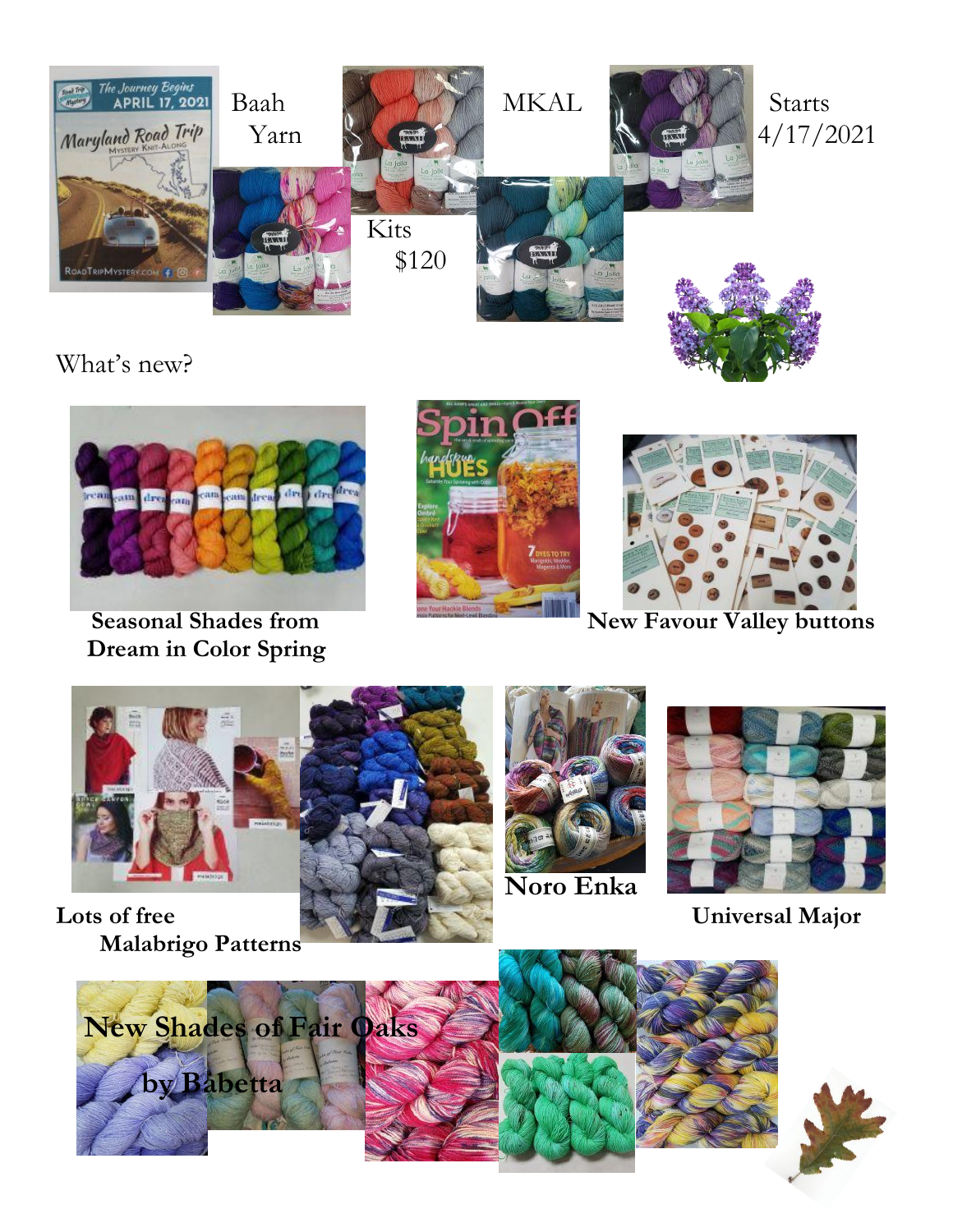Baah Yarn MKAL Kits $120

Starts 4/17/2021

What's new?

**Seasonal Shades from Dream in Color Spring**

**New Favour Valley buttons**

**Lots of free Malabrigo Patterns**

**Noro Enka**

**Universal Major**

**New Shades of Fair Oaks by Babetta**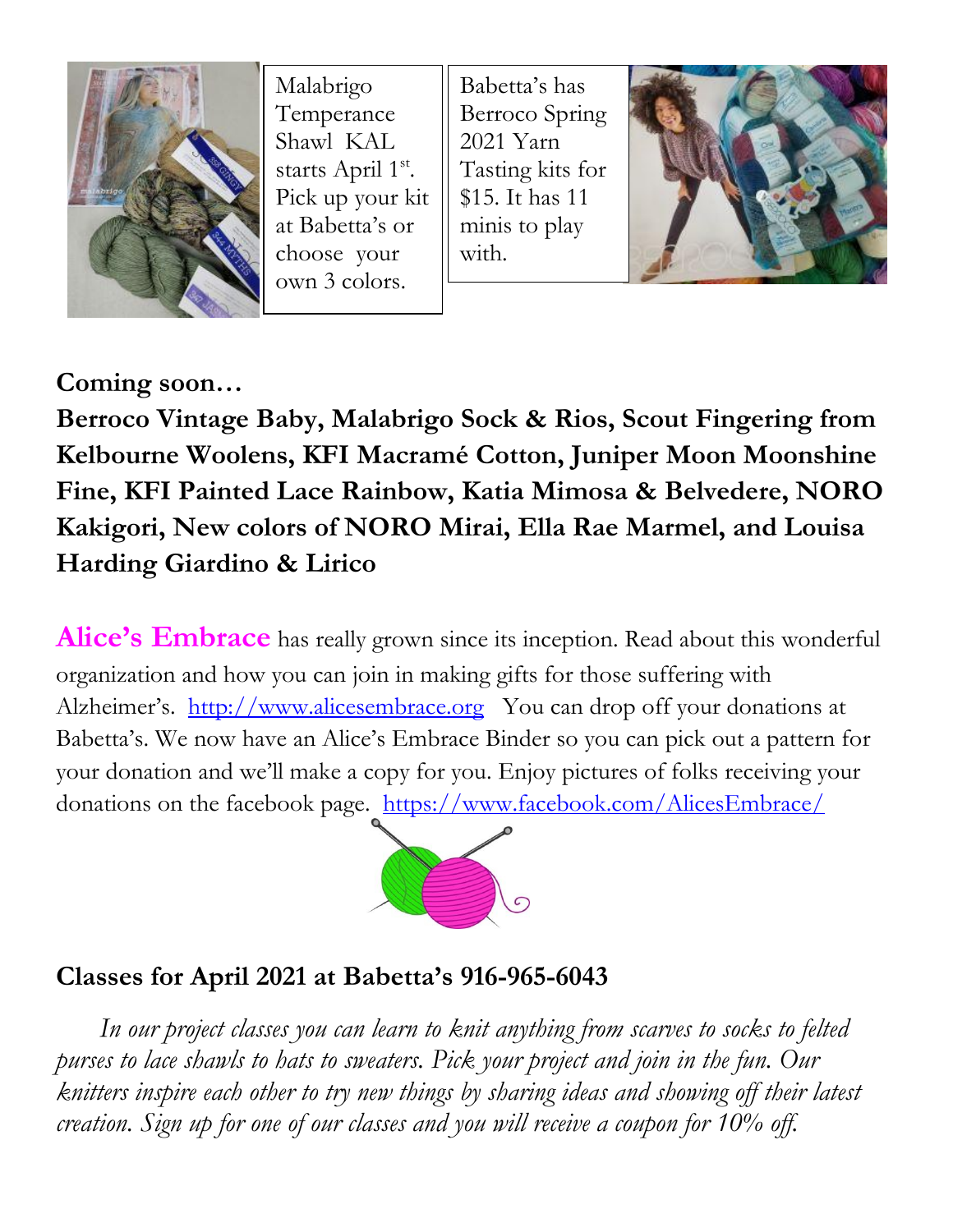Malabrigo Temperance Shawl KAL starts April 1st. Pick up your kit at Babetta's or choose your own 3 colors.

Babetta's has Berroco Spring 2021 Yarn Tasting kits for $15. It has 11 minis to play with.

**Coming soon…**

**Berroco Vintage Baby, Malabrigo Sock & Rios, Scout Fingering from Kelbourne Woolens, KFI Macramé Cotton, Juniper Moon Moonshine Fine, KFI Painted Lace Rainbow, Katia Mimosa & Belvedere, NORO Kakigori, New colors of NORO Mirai, Ella Rae Marmel, and Louisa Harding Giardino & Lirico**

**Alice's Embrace** has really grown since its inception. Read about this wonderful organization and how you can join in making gifts for those suffering with Alzheimer's. [http://www.alicesembrace.org](http://www.alicesembrace.org) You can drop off your donations at Babetta's. We now have an Alice's Embrace Binder so you can pick out a pattern for your donation and we'll make a copy for you. Enjoy pictures of folks receiving your donations on the facebook page. [https://www.facebook.com/AlicesEmbrace/](https://www.facebook.com/AlicesEmbrace/)

## Classes for April 2021 at Babetta's 916-965-6043

*In our project classes you can learn to knit anything from scarves to socks to felted purses to lace shawls to hats to sweaters. Pick your project and join in the fun. Our knitters inspire each other to try new things by sharing ideas and showing off their latest creation. Sign up for one of our classes and you will receive a coupon for 10% off.*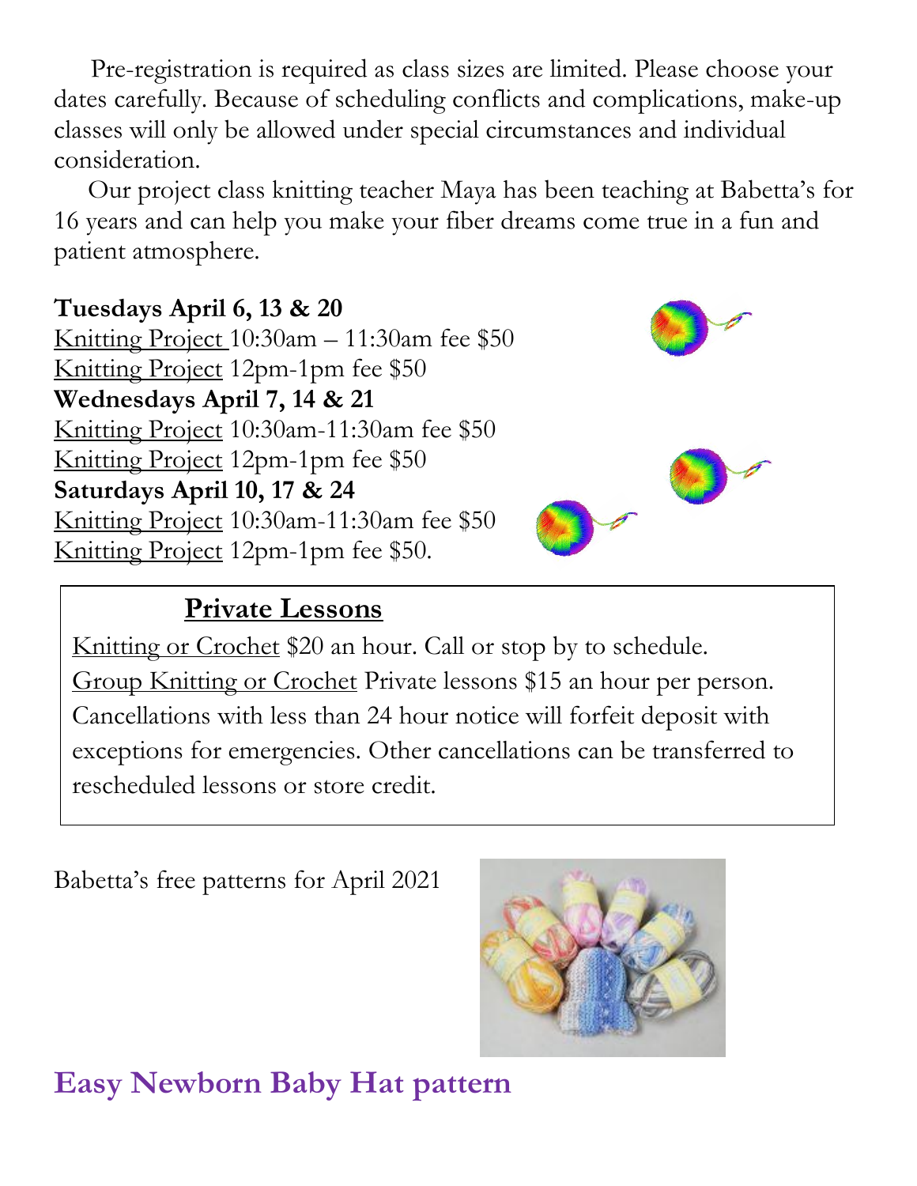Pre-registration is required as class sizes are limited. Please choose your dates carefully. Because of scheduling conflicts and complications, make-up classes will only be allowed under special circumstances and individual consideration.

Our project class knitting teacher Maya has been teaching at Babetta's for 16 years and can help you make your fiber dreams come true in a fun and patient atmosphere.

**Tuesdays April 6, 13 & 20**
Knitting Project 10:30am – 11:30am fee $50
Knitting Project 12pm-1pm fee $50
**Wednesdays April 7, 14 & 21**
Knitting Project 10:30am-11:30am fee $50
Knitting Project 12pm-1pm fee $50
**Saturdays April 10, 17 & 24**
Knitting Project 10:30am-11:30am fee $50
Knitting Project 12pm-1pm fee $50.

## Private Lessons

Knitting or Crochet $20 an hour. Call or stop by to schedule.
Group Knitting or Crochet Private lessons $15 an hour per person. Cancellations with less than 24 hour notice will forfeit deposit with exceptions for emergencies. Other cancellations can be transferred to rescheduled lessons or store credit.

Babetta's free patterns for April 2021

## Easy Newborn Baby Hat pattern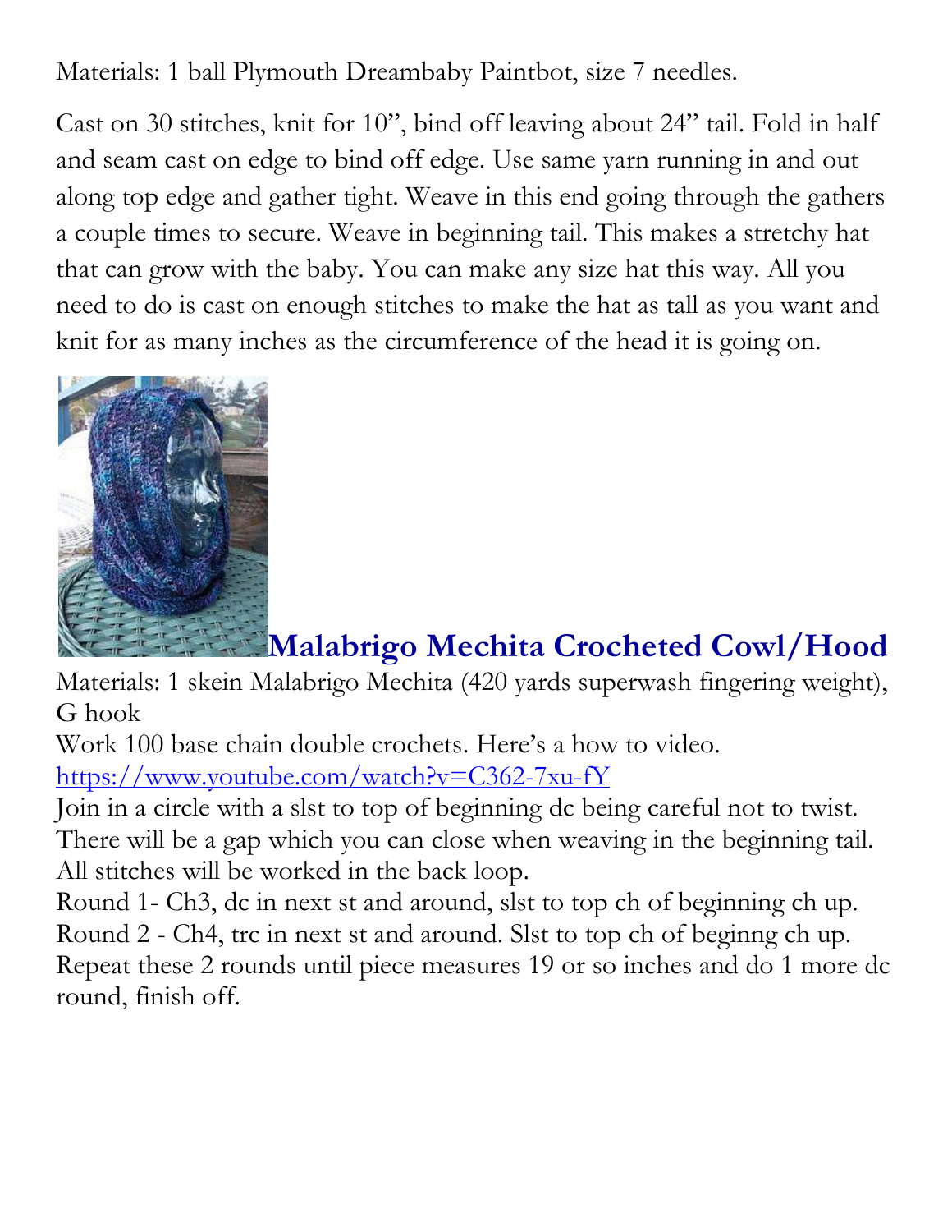Materials: 1 ball Plymouth Dreambaby Paintbot, size 7 needles.

Cast on 30 stitches, knit for 10", bind off leaving about 24" tail. Fold in half and seam cast on edge to bind off edge. Use same yarn running in and out along top edge and gather tight. Weave in this end going through the gathers a couple times to secure. Weave in beginning tail. This makes a stretchy hat that can grow with the baby. You can make any size hat this way. All you need to do is cast on enough stitches to make the hat as tall as you want and knit for as many inches as the circumference of the head it is going on.

## Malabrigo Mechita Crocheted Cowl/Hood

Materials: 1 skein Malabrigo Mechita (420 yards superwash fingering weight), G hook

Work 100 base chain double crochets. Here's a how to video.
https://www.youtube.com/watch?v=C362-7xu-fY

Join in a circle with a slst to top of beginning dc being careful not to twist. There will be a gap which you can close when weaving in the beginning tail. All stitches will be worked in the back loop.

Round 1- Ch3, dc in next st and around, slst to top ch of beginning ch up.

Round 2 - Ch4, trc in next st and around. Slst to top ch of beginng ch up.

Repeat these 2 rounds until piece measures 19 or so inches and do 1 more dc round, finish off.